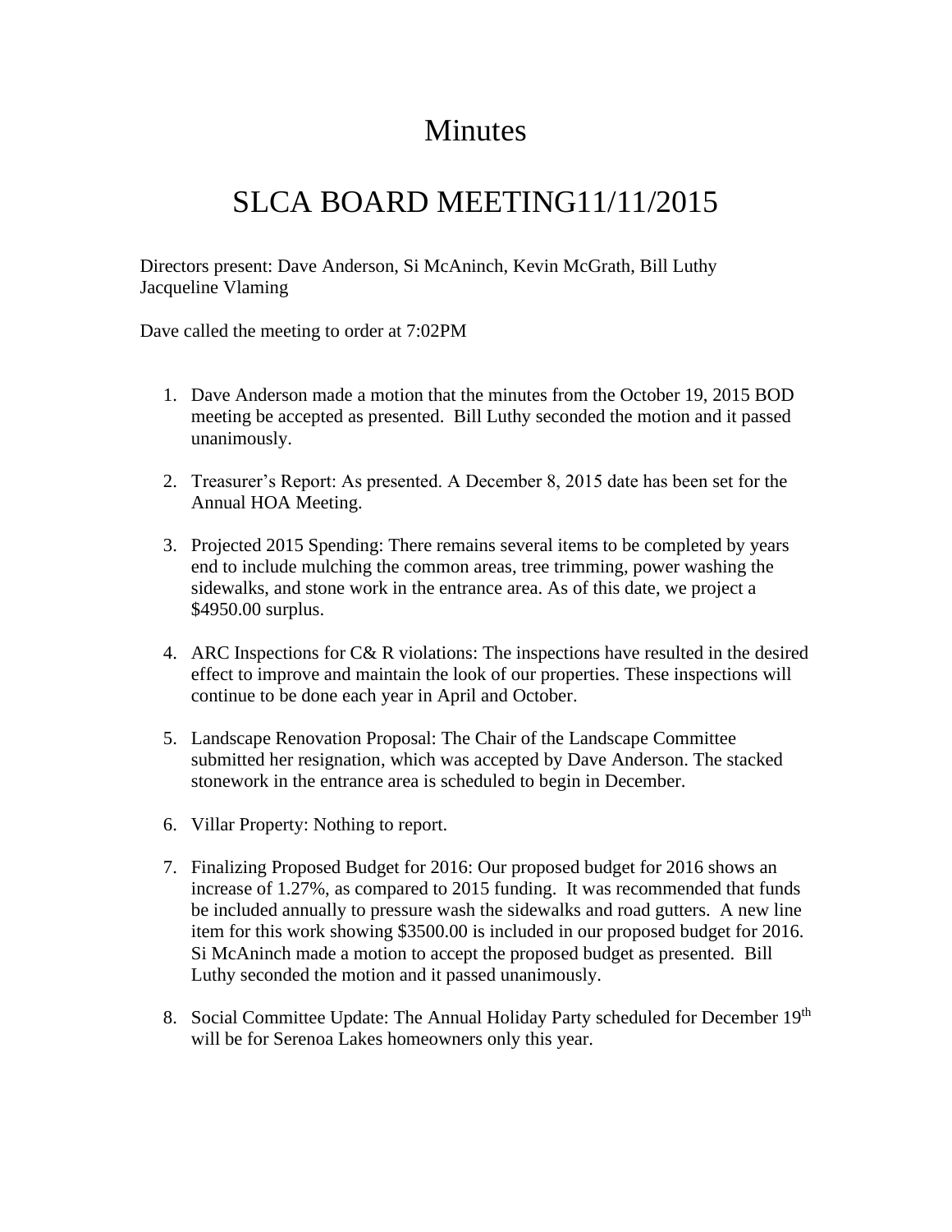# Minutes

# SLCA BOARD MEETING11/11/2015

Directors present: Dave Anderson, Si McAninch, Kevin McGrath, Bill Luthy Jacqueline Vlaming

Dave called the meeting to order at 7:02PM

1. Dave Anderson made a motion that the minutes from the October 19, 2015 BOD meeting be accepted as presented. Bill Luthy seconded the motion and it passed unanimously.

2. Treasurer's Report: As presented. A December 8, 2015 date has been set for the Annual HOA Meeting.

3. Projected 2015 Spending: There remains several items to be completed by years end to include mulching the common areas, tree trimming, power washing the sidewalks, and stone work in the entrance area. As of this date, we project a $4950.00 surplus.

4. ARC Inspections for C& R violations: The inspections have resulted in the desired effect to improve and maintain the look of our properties. These inspections will continue to be done each year in April and October.

5. Landscape Renovation Proposal: The Chair of the Landscape Committee submitted her resignation, which was accepted by Dave Anderson. The stacked stonework in the entrance area is scheduled to begin in December.

6. Villar Property: Nothing to report.

7. Finalizing Proposed Budget for 2016: Our proposed budget for 2016 shows an increase of 1.27%, as compared to 2015 funding. It was recommended that funds be included annually to pressure wash the sidewalks and road gutters. A new line item for this work showing $3500.00 is included in our proposed budget for 2016. Si McAninch made a motion to accept the proposed budget as presented. Bill Luthy seconded the motion and it passed unanimously.

8. Social Committee Update: The Annual Holiday Party scheduled for December 19th will be for Serenoa Lakes homeowners only this year.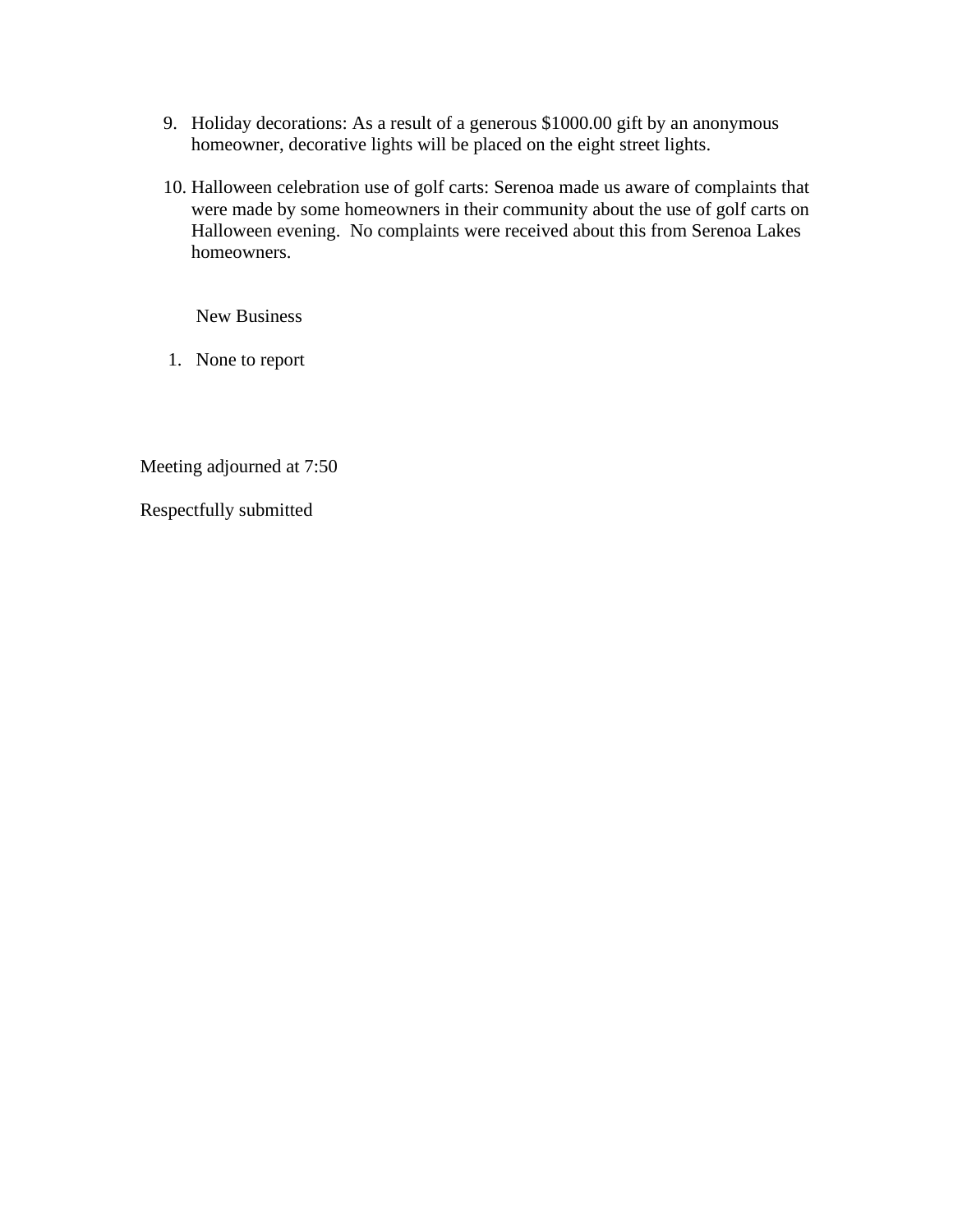9. Holiday decorations: As a result of a generous $1000.00 gift by an anonymous homeowner, decorative lights will be placed on the eight street lights.

10. Halloween celebration use of golf carts: Serenoa made us aware of complaints that were made by some homeowners in their community about the use of golf carts on Halloween evening. No complaints were received about this from Serenoa Lakes homeowners.

New Business

1. None to report

Meeting adjourned at 7:50

Respectfully submitted